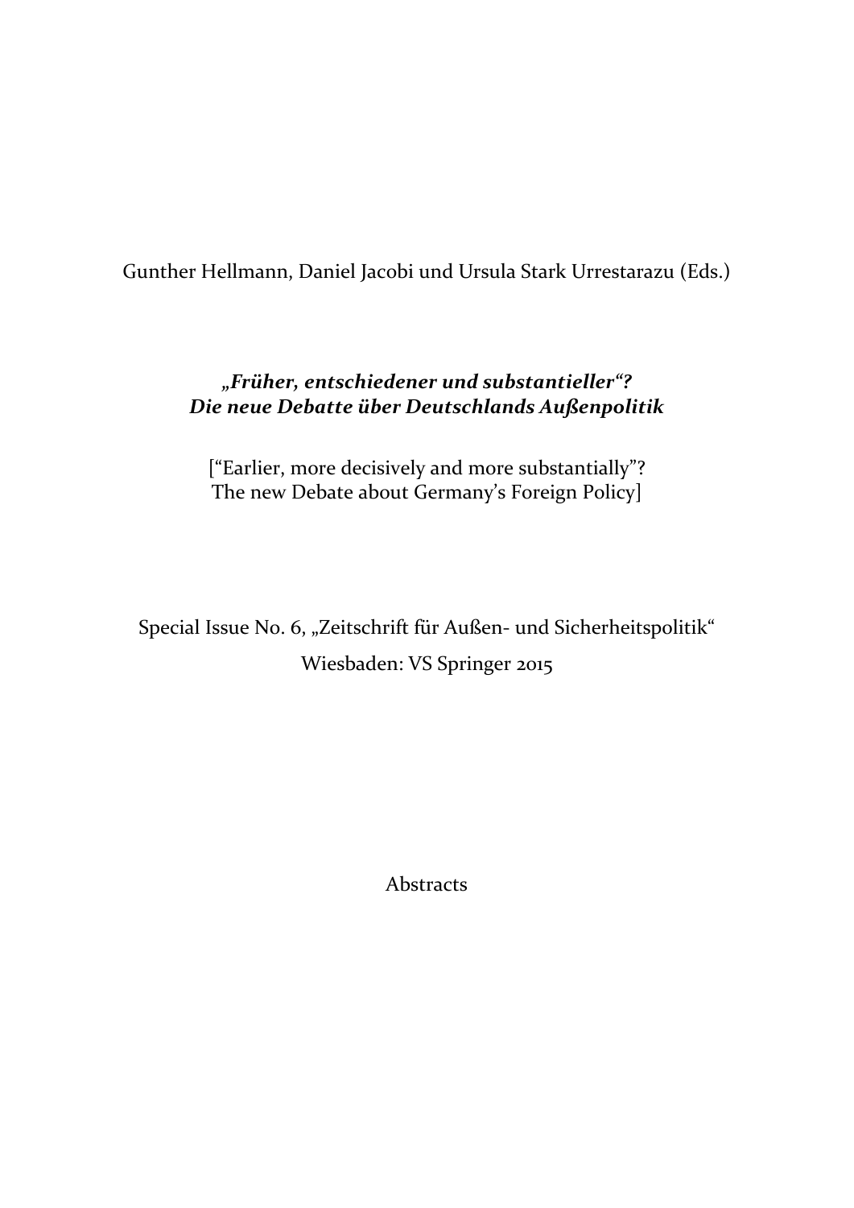Gunther Hellmann, Daniel Jacobi und Ursula Stark Urrestarazu (Eds.)

# *„Früher, entschiedener und substantieller"? Die neue Debatte über Deutschlands Außenpolitik*

["Earlier, more decisively and more substantially"?
The new Debate about Germany's Foreign Policy]

Special Issue No. 6, „Zeitschrift für Außen- und Sicherheitspolitik"

Wiesbaden: VS Springer 2015

Abstracts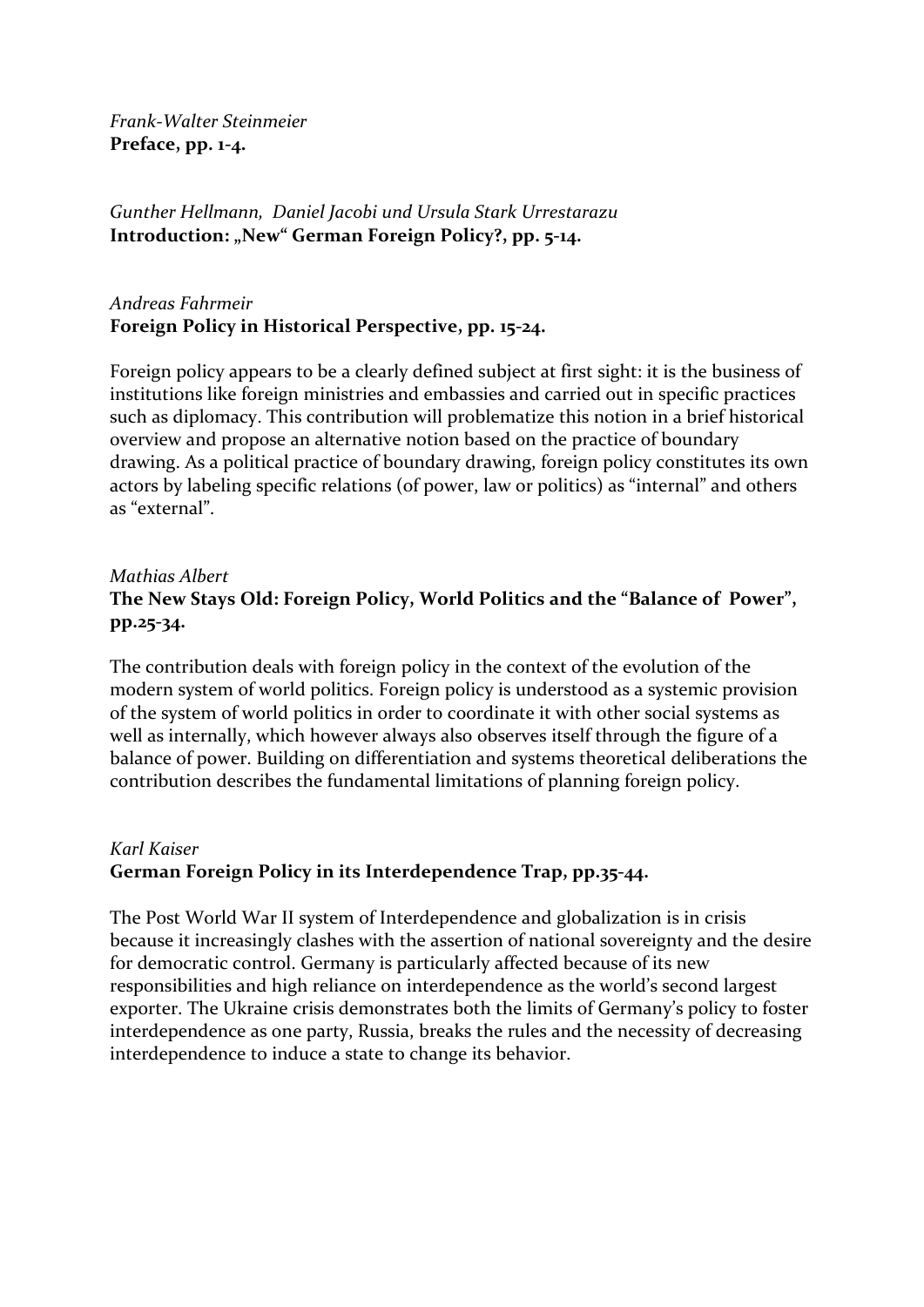*Frank-Walter Steinmeier*
**Preface, pp. 1-4.**

*Gunther Hellmann, Daniel Jacobi und Ursula Stark Urrestarazu*
**Introduction: „New" German Foreign Policy?, pp. 5-14.**

*Andreas Fahrmeir*
**Foreign Policy in Historical Perspective, pp. 15-24.**

Foreign policy appears to be a clearly defined subject at first sight: it is the business of institutions like foreign ministries and embassies and carried out in specific practices such as diplomacy. This contribution will problematize this notion in a brief historical overview and propose an alternative notion based on the practice of boundary drawing. As a political practice of boundary drawing, foreign policy constitutes its own actors by labeling specific relations (of power, law or politics) as "internal" and others as "external".

*Mathias Albert*
**The New Stays Old: Foreign Policy, World Politics and the "Balance of Power", pp.25-34.**

The contribution deals with foreign policy in the context of the evolution of the modern system of world politics. Foreign policy is understood as a systemic provision of the system of world politics in order to coordinate it with other social systems as well as internally, which however always also observes itself through the figure of a balance of power. Building on differentiation and systems theoretical deliberations the contribution describes the fundamental limitations of planning foreign policy.

*Karl Kaiser*
**German Foreign Policy in its Interdependence Trap, pp.35-44.**

The Post World War II system of Interdependence and globalization is in crisis because it increasingly clashes with the assertion of national sovereignty and the desire for democratic control. Germany is particularly affected because of its new responsibilities and high reliance on interdependence as the world's second largest exporter. The Ukraine crisis demonstrates both the limits of Germany's policy to foster interdependence as one party, Russia, breaks the rules and the necessity of decreasing interdependence to induce a state to change its behavior.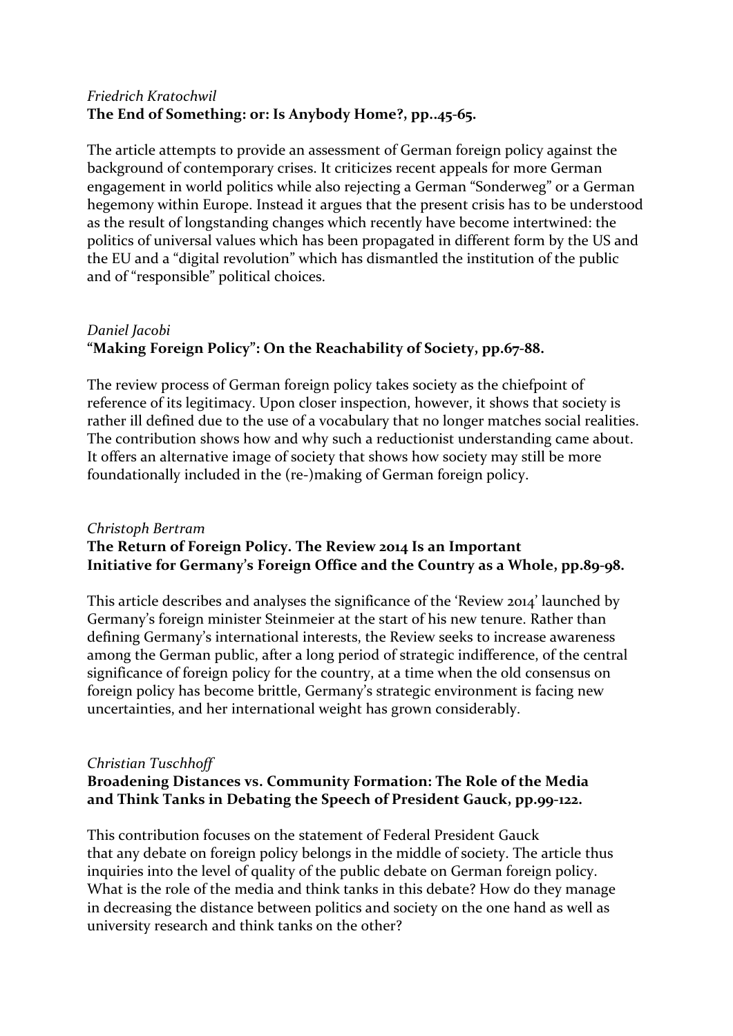*Friedrich Kratochwil*

**The End of Something: or: Is Anybody Home?, pp..45-65.**

The article attempts to provide an assessment of German foreign policy against the background of contemporary crises. It criticizes recent appeals for more German engagement in world politics while also rejecting a German "Sonderweg" or a German hegemony within Europe. Instead it argues that the present crisis has to be understood as the result of longstanding changes which recently have become intertwined: the politics of universal values which has been propagated in different form by the US and the EU and a "digital revolution" which has dismantled the institution of the public and of "responsible" political choices.

*Daniel Jacobi*

**"Making Foreign Policy": On the Reachability of Society, pp.67-88.**

The review process of German foreign policy takes society as the chiefpoint of reference of its legitimacy. Upon closer inspection, however, it shows that society is rather ill defined due to the use of a vocabulary that no longer matches social realities. The contribution shows how and why such a reductionist understanding came about. It offers an alternative image of society that shows how society may still be more foundationally included in the (re-)making of German foreign policy.

*Christoph Bertram*

**The Return of Foreign Policy. The Review 2014 Is an Important Initiative for Germany's Foreign Office and the Country as a Whole, pp.89-98.**

This article describes and analyses the significance of the 'Review 2014' launched by Germany's foreign minister Steinmeier at the start of his new tenure. Rather than defining Germany's international interests, the Review seeks to increase awareness among the German public, after a long period of strategic indifference, of the central significance of foreign policy for the country, at a time when the old consensus on foreign policy has become brittle, Germany's strategic environment is facing new uncertainties, and her international weight has grown considerably.

*Christian Tuschhoff*

**Broadening Distances vs. Community Formation: The Role of the Media and Think Tanks in Debating the Speech of President Gauck, pp.99-122.**

This contribution focuses on the statement of Federal President Gauck that any debate on foreign policy belongs in the middle of society. The article thus inquiries into the level of quality of the public debate on German foreign policy. What is the role of the media and think tanks in this debate? How do they manage in decreasing the distance between politics and society on the one hand as well as university research and think tanks on the other?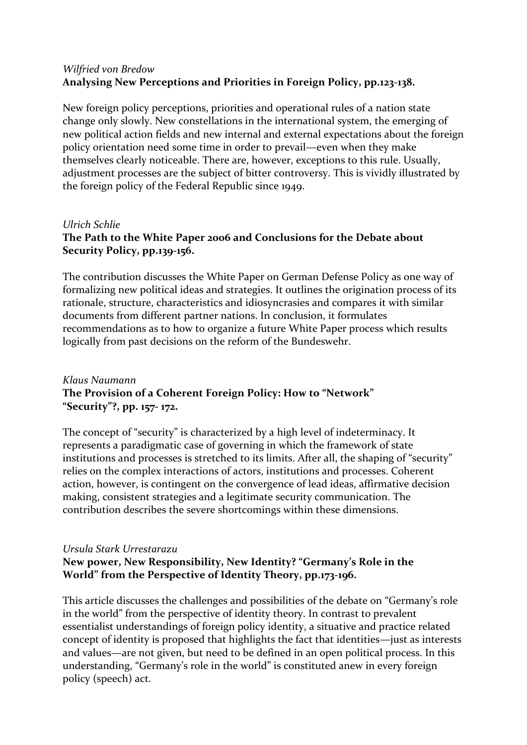*Wilfried von Bredow*
**Analysing New Perceptions and Priorities in Foreign Policy, pp.123-138.**

New foreign policy perceptions, priorities and operational rules of a nation state change only slowly. New constellations in the international system, the emerging of new political action fields and new internal and external expectations about the foreign policy orientation need some time in order to prevail—even when they make themselves clearly noticeable. There are, however, exceptions to this rule. Usually, adjustment processes are the subject of bitter controversy. This is vividly illustrated by the foreign policy of the Federal Republic since 1949.

*Ulrich Schlie*
**The Path to the White Paper 2006 and Conclusions for the Debate about Security Policy, pp.139-156.**

The contribution discusses the White Paper on German Defense Policy as one way of formalizing new political ideas and strategies. It outlines the origination process of its rationale, structure, characteristics and idiosyncrasies and compares it with similar documents from different partner nations. In conclusion, it formulates recommendations as to how to organize a future White Paper process which results logically from past decisions on the reform of the Bundeswehr.

*Klaus Naumann*
**The Provision of a Coherent Foreign Policy: How to "Network" "Security"?, pp. 157- 172.**

The concept of "security" is characterized by a high level of indeterminacy. It represents a paradigmatic case of governing in which the framework of state institutions and processes is stretched to its limits. After all, the shaping of "security" relies on the complex interactions of actors, institutions and processes. Coherent action, however, is contingent on the convergence of lead ideas, affirmative decision making, consistent strategies and a legitimate security communication. The contribution describes the severe shortcomings within these dimensions.

*Ursula Stark Urrestarazu*
**New power, New Responsibility, New Identity? "Germany's Role in the World" from the Perspective of Identity Theory, pp.173-196.**

This article discusses the challenges and possibilities of the debate on "Germany's role in the world" from the perspective of identity theory. In contrast to prevalent essentialist understandings of foreign policy identity, a situative and practice related concept of identity is proposed that highlights the fact that identities—just as interests and values—are not given, but need to be defined in an open political process. In this understanding, "Germany's role in the world" is constituted anew in every foreign policy (speech) act.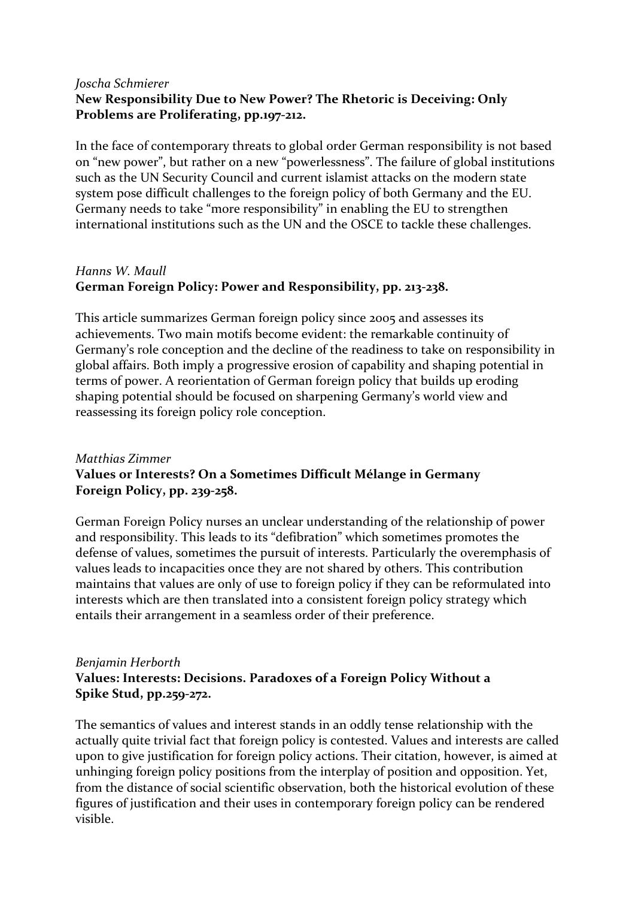*Joscha Schmierer*

**New Responsibility Due to New Power? The Rhetoric is Deceiving: Only Problems are Proliferating, pp.197-212.**

In the face of contemporary threats to global order German responsibility is not based on "new power", but rather on a new "powerlessness". The failure of global institutions such as the UN Security Council and current islamist attacks on the modern state system pose difficult challenges to the foreign policy of both Germany and the EU. Germany needs to take "more responsibility" in enabling the EU to strengthen international institutions such as the UN and the OSCE to tackle these challenges.

*Hanns W. Maull*

**German Foreign Policy: Power and Responsibility, pp. 213-238.**

This article summarizes German foreign policy since 2005 and assesses its achievements. Two main motifs become evident: the remarkable continuity of Germany's role conception and the decline of the readiness to take on responsibility in global affairs. Both imply a progressive erosion of capability and shaping potential in terms of power. A reorientation of German foreign policy that builds up eroding shaping potential should be focused on sharpening Germany's world view and reassessing its foreign policy role conception.

*Matthias Zimmer*

**Values or Interests? On a Sometimes Difficult Mélange in Germany Foreign Policy, pp. 239-258.**

German Foreign Policy nurses an unclear understanding of the relationship of power and responsibility. This leads to its "defibration" which sometimes promotes the defense of values, sometimes the pursuit of interests. Particularly the overemphasis of values leads to incapacities once they are not shared by others. This contribution maintains that values are only of use to foreign policy if they can be reformulated into interests which are then translated into a consistent foreign policy strategy which entails their arrangement in a seamless order of their preference.

*Benjamin Herborth*

**Values: Interests: Decisions. Paradoxes of a Foreign Policy Without a Spike Stud, pp.259-272.**

The semantics of values and interest stands in an oddly tense relationship with the actually quite trivial fact that foreign policy is contested. Values and interests are called upon to give justification for foreign policy actions. Their citation, however, is aimed at unhinging foreign policy positions from the interplay of position and opposition. Yet, from the distance of social scientific observation, both the historical evolution of these figures of justification and their uses in contemporary foreign policy can be rendered visible.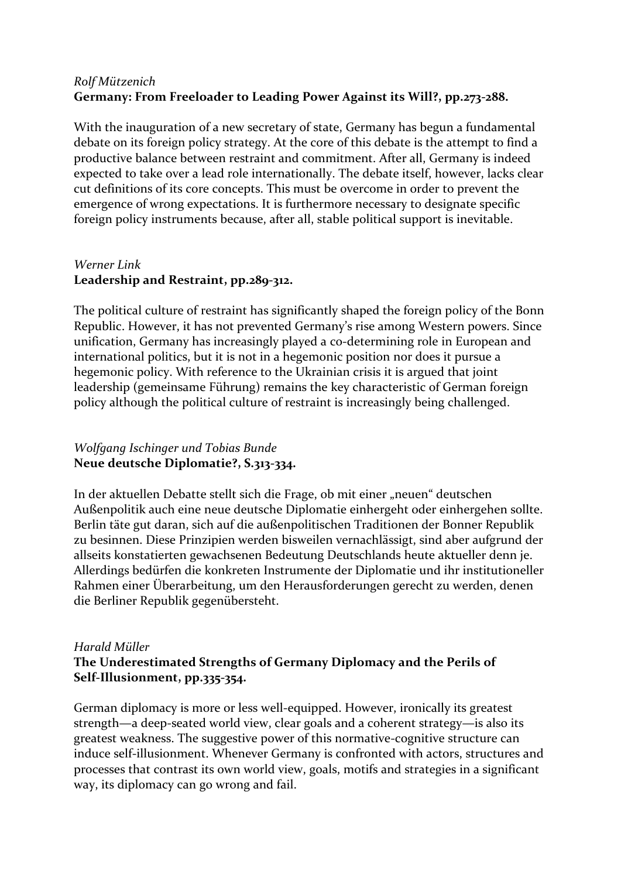*Rolf Mützenich*
**Germany: From Freeloader to Leading Power Against its Will?, pp.273-288.**

With the inauguration of a new secretary of state, Germany has begun a fundamental debate on its foreign policy strategy. At the core of this debate is the attempt to find a productive balance between restraint and commitment. After all, Germany is indeed expected to take over a lead role internationally. The debate itself, however, lacks clear cut definitions of its core concepts. This must be overcome in order to prevent the emergence of wrong expectations. It is furthermore necessary to designate specific foreign policy instruments because, after all, stable political support is inevitable.

*Werner Link*
**Leadership and Restraint, pp.289-312.**

The political culture of restraint has significantly shaped the foreign policy of the Bonn Republic. However, it has not prevented Germany's rise among Western powers. Since unification, Germany has increasingly played a co-determining role in European and international politics, but it is not in a hegemonic position nor does it pursue a hegemonic policy. With reference to the Ukrainian crisis it is argued that joint leadership (gemeinsame Führung) remains the key characteristic of German foreign policy although the political culture of restraint is increasingly being challenged.

*Wolfgang Ischinger und Tobias Bunde*
**Neue deutsche Diplomatie?, S.313-334.**

In der aktuellen Debatte stellt sich die Frage, ob mit einer „neuen" deutschen Außenpolitik auch eine neue deutsche Diplomatie einhergeht oder einhergehen sollte. Berlin täte gut daran, sich auf die außenpolitischen Traditionen der Bonner Republik zu besinnen. Diese Prinzipien werden bisweilen vernachlässigt, sind aber aufgrund der allseits konstatierten gewachsenen Bedeutung Deutschlands heute aktueller denn je. Allerdings bedürfen die konkreten Instrumente der Diplomatie und ihr institutioneller Rahmen einer Überarbeitung, um den Herausforderungen gerecht zu werden, denen die Berliner Republik gegenübersteht.

*Harald Müller*
**The Underestimated Strengths of Germany Diplomacy and the Perils of Self-Illusionment, pp.335-354.**

German diplomacy is more or less well-equipped. However, ironically its greatest strength—a deep-seated world view, clear goals and a coherent strategy—is also its greatest weakness. The suggestive power of this normative-cognitive structure can induce self-illusionment. Whenever Germany is confronted with actors, structures and processes that contrast its own world view, goals, motifs and strategies in a significant way, its diplomacy can go wrong and fail.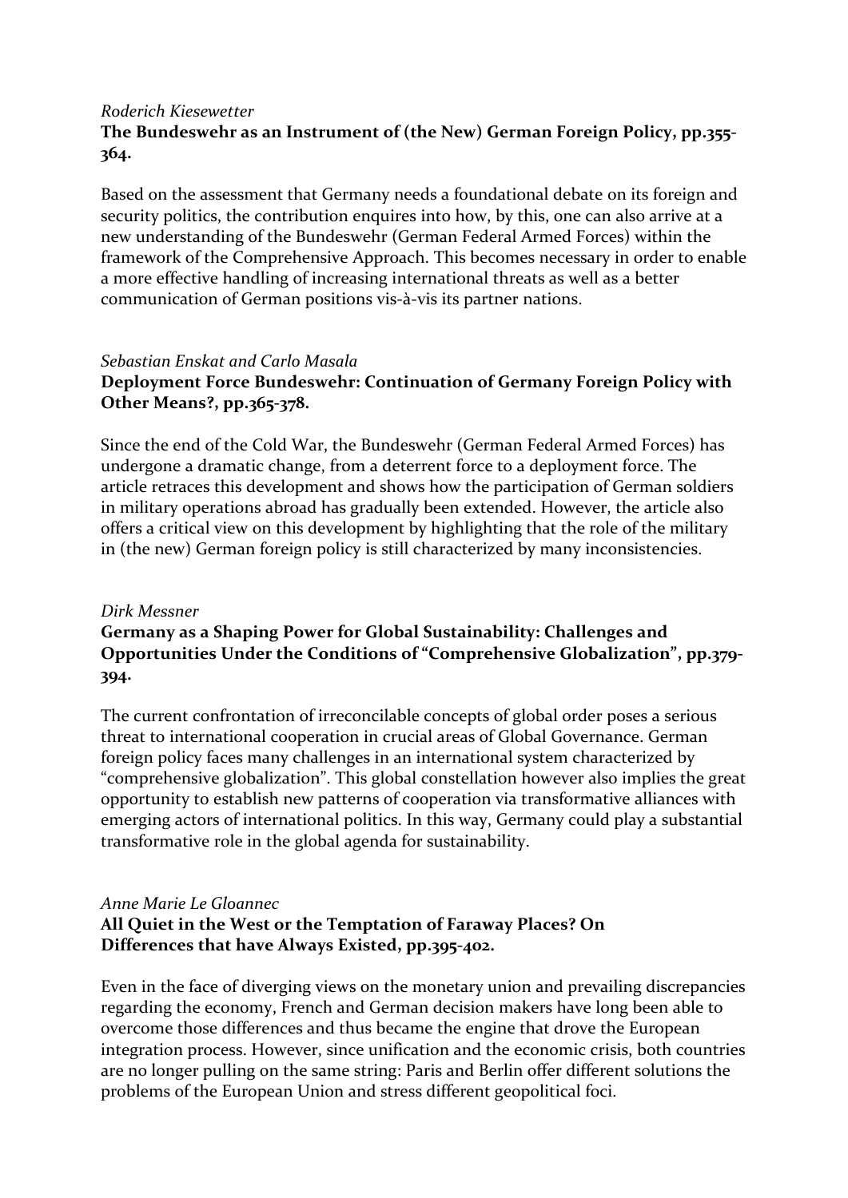*Roderich Kiesewetter*

**The Bundeswehr as an Instrument of (the New) German Foreign Policy, pp.355-364.**

Based on the assessment that Germany needs a foundational debate on its foreign and security politics, the contribution enquires into how, by this, one can also arrive at a new understanding of the Bundeswehr (German Federal Armed Forces) within the framework of the Comprehensive Approach. This becomes necessary in order to enable a more effective handling of increasing international threats as well as a better communication of German positions vis-à-vis its partner nations.

*Sebastian Enskat and Carlo Masala*

**Deployment Force Bundeswehr: Continuation of Germany Foreign Policy with Other Means?, pp.365-378.**

Since the end of the Cold War, the Bundeswehr (German Federal Armed Forces) has undergone a dramatic change, from a deterrent force to a deployment force. The article retraces this development and shows how the participation of German soldiers in military operations abroad has gradually been extended. However, the article also offers a critical view on this development by highlighting that the role of the military in (the new) German foreign policy is still characterized by many inconsistencies.

*Dirk Messner*

**Germany as a Shaping Power for Global Sustainability: Challenges and Opportunities Under the Conditions of "Comprehensive Globalization", pp.379-394.**

The current confrontation of irreconcilable concepts of global order poses a serious threat to international cooperation in crucial areas of Global Governance. German foreign policy faces many challenges in an international system characterized by "comprehensive globalization". This global constellation however also implies the great opportunity to establish new patterns of cooperation via transformative alliances with emerging actors of international politics. In this way, Germany could play a substantial transformative role in the global agenda for sustainability.

*Anne Marie Le Gloannec*

**All Quiet in the West or the Temptation of Faraway Places? On Differences that have Always Existed, pp.395-402.**

Even in the face of diverging views on the monetary union and prevailing discrepancies regarding the economy, French and German decision makers have long been able to overcome those differences and thus became the engine that drove the European integration process. However, since unification and the economic crisis, both countries are no longer pulling on the same string: Paris and Berlin offer different solutions the problems of the European Union and stress different geopolitical foci.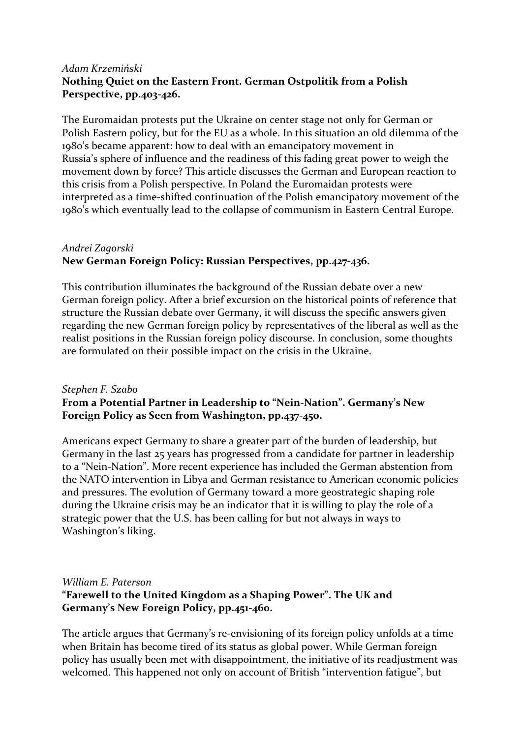*Adam Krzemiński*
**Nothing Quiet on the Eastern Front. German Ostpolitik from a Polish Perspective, pp.403-426.**

The Euromaidan protests put the Ukraine on center stage not only for German or Polish Eastern policy, but for the EU as a whole. In this situation an old dilemma of the 1980's became apparent: how to deal with an emancipatory movement in Russia's sphere of influence and the readiness of this fading great power to weigh the movement down by force? This article discusses the German and European reaction to this crisis from a Polish perspective. In Poland the Euromaidan protests were interpreted as a time-shifted continuation of the Polish emancipatory movement of the 1980's which eventually lead to the collapse of communism in Eastern Central Europe.

*Andrei Zagorski*
**New German Foreign Policy: Russian Perspectives, pp.427-436.**

This contribution illuminates the background of the Russian debate over a new German foreign policy. After a brief excursion on the historical points of reference that structure the Russian debate over Germany, it will discuss the specific answers given regarding the new German foreign policy by representatives of the liberal as well as the realist positions in the Russian foreign policy discourse. In conclusion, some thoughts are formulated on their possible impact on the crisis in the Ukraine.

*Stephen F. Szabo*
**From a Potential Partner in Leadership to "Nein-Nation". Germany's New Foreign Policy as Seen from Washington, pp.437-450.**

Americans expect Germany to share a greater part of the burden of leadership, but Germany in the last 25 years has progressed from a candidate for partner in leadership to a "Nein-Nation". More recent experience has included the German abstention from the NATO intervention in Libya and German resistance to American economic policies and pressures. The evolution of Germany toward a more geostrategic shaping role during the Ukraine crisis may be an indicator that it is willing to play the role of a strategic power that the U.S. has been calling for but not always in ways to Washington's liking.

*William E. Paterson*
**"Farewell to the United Kingdom as a Shaping Power". The UK and Germany's New Foreign Policy, pp.451-460.**

The article argues that Germany's re-envisioning of its foreign policy unfolds at a time when Britain has become tired of its status as global power. While German foreign policy has usually been met with disappointment, the initiative of its readjustment was welcomed. This happened not only on account of British "intervention fatigue", but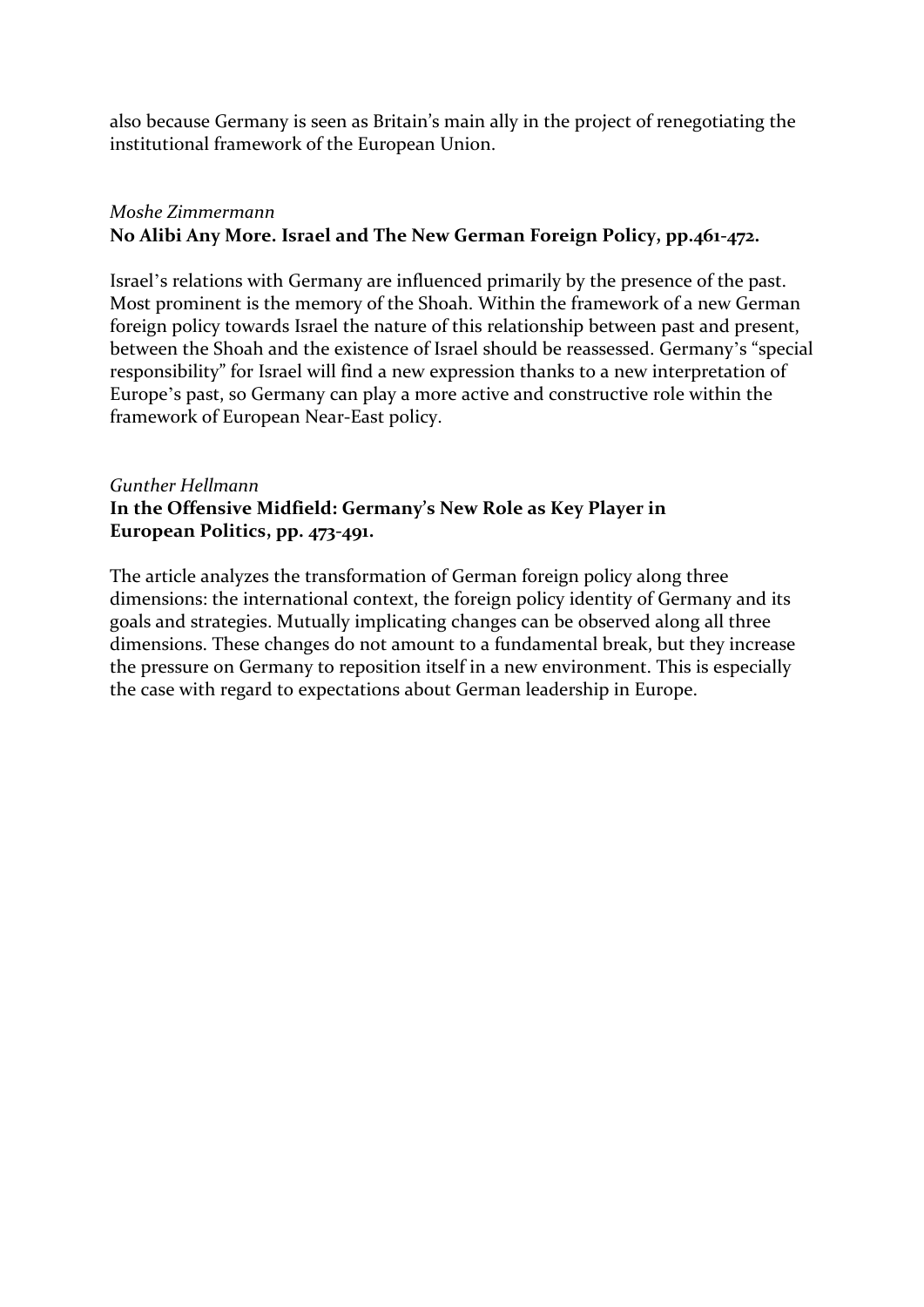also because Germany is seen as Britain's main ally in the project of renegotiating the institutional framework of the European Union.

*Moshe Zimmermann*
**No Alibi Any More. Israel and The New German Foreign Policy, pp.461-472.**

Israel's relations with Germany are influenced primarily by the presence of the past. Most prominent is the memory of the Shoah. Within the framework of a new German foreign policy towards Israel the nature of this relationship between past and present, between the Shoah and the existence of Israel should be reassessed. Germany's "special responsibility" for Israel will find a new expression thanks to a new interpretation of Europe's past, so Germany can play a more active and constructive role within the framework of European Near-East policy.

*Gunther Hellmann*
**In the Offensive Midfield: Germany's New Role as Key Player in European Politics, pp. 473-491.**

The article analyzes the transformation of German foreign policy along three dimensions: the international context, the foreign policy identity of Germany and its goals and strategies. Mutually implicating changes can be observed along all three dimensions. These changes do not amount to a fundamental break, but they increase the pressure on Germany to reposition itself in a new environment. This is especially the case with regard to expectations about German leadership in Europe.